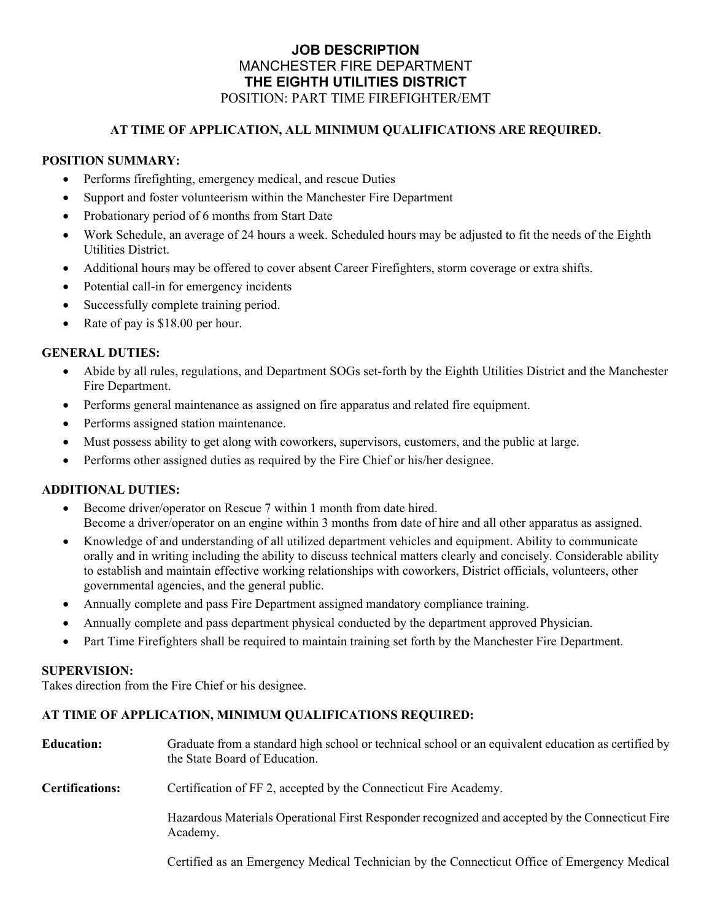# JOB DESCRIPTION

## MANCHESTER FIRE DEPARTMENT

## THE EIGHTH UTILITIES DISTRICT

POSITION: PART TIME FIREFIGHTER/EMT

**AT TIME OF APPLICATION, ALL MINIMUM QUALIFICATIONS ARE REQUIRED.**

### POSITION SUMMARY:

- Performs firefighting, emergency medical, and rescue Duties
- Support and foster volunteerism within the Manchester Fire Department
- Probationary period of 6 months from Start Date
- Work Schedule, an average of 24 hours a week. Scheduled hours may be adjusted to fit the needs of the Eighth Utilities District.
- Additional hours may be offered to cover absent Career Firefighters, storm coverage or extra shifts.
- Potential call-in for emergency incidents
- Successfully complete training period.
- Rate of pay is $18.00 per hour.

### GENERAL DUTIES:

- Abide by all rules, regulations, and Department SOGs set-forth by the Eighth Utilities District and the Manchester Fire Department.
- Performs general maintenance as assigned on fire apparatus and related fire equipment.
- Performs assigned station maintenance.
- Must possess ability to get along with coworkers, supervisors, customers, and the public at large.
- Performs other assigned duties as required by the Fire Chief or his/her designee.

### ADDITIONAL DUTIES:

- Become driver/operator on Rescue 7 within 1 month from date hired.
  Become a driver/operator on an engine within 3 months from date of hire and all other apparatus as assigned.
- Knowledge of and understanding of all utilized department vehicles and equipment. Ability to communicate orally and in writing including the ability to discuss technical matters clearly and concisely. Considerable ability to establish and maintain effective working relationships with coworkers, District officials, volunteers, other governmental agencies, and the general public.
- Annually complete and pass Fire Department assigned mandatory compliance training.
- Annually complete and pass department physical conducted by the department approved Physician.
- Part Time Firefighters shall be required to maintain training set forth by the Manchester Fire Department.

### SUPERVISION:

Takes direction from the Fire Chief or his designee.

### AT TIME OF APPLICATION, MINIMUM QUALIFICATIONS REQUIRED:

**Education:** Graduate from a standard high school or technical school or an equivalent education as certified by the State Board of Education.

**Certifications:** Certification of FF 2, accepted by the Connecticut Fire Academy.

Hazardous Materials Operational First Responder recognized and accepted by the Connecticut Fire Academy.

Certified as an Emergency Medical Technician by the Connecticut Office of Emergency Medical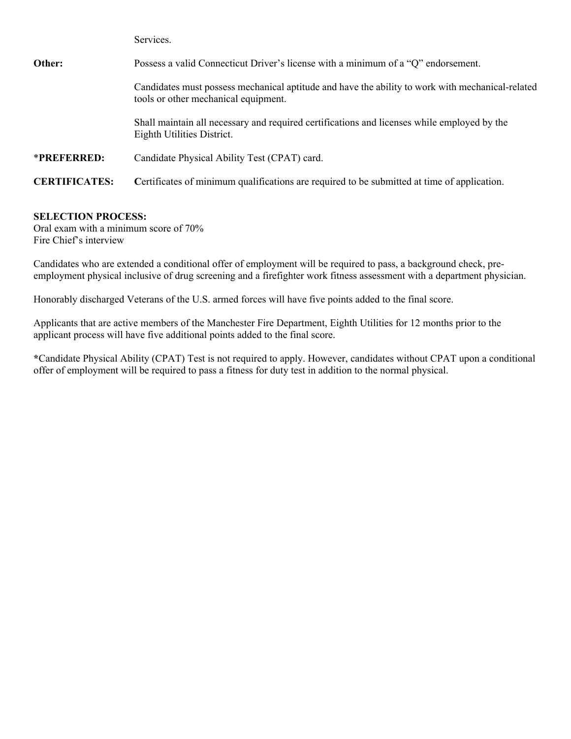Services.

**Other:** Possess a valid Connecticut Driver's license with a minimum of a "Q" endorsement.

Candidates must possess mechanical aptitude and have the ability to work with mechanical-related tools or other mechanical equipment.

Shall maintain all necessary and required certifications and licenses while employed by the Eighth Utilities District.

*__PREFERRED:__ Candidate Physical Ability Test (CPAT) card.

**CERTIFICATES:** **C**ertificates of minimum qualifications are required to be submitted at time of application.

**SELECTION PROCESS:**
Oral exam with a minimum score of 70%
Fire Chief's interview

Candidates who are extended a conditional offer of employment will be required to pass, a background check, pre-employment physical inclusive of drug screening and a firefighter work fitness assessment with a department physician.

Honorably discharged Veterans of the U.S. armed forces will have five points added to the final score.

Applicants that are active members of the Manchester Fire Department, Eighth Utilities for 12 months prior to the applicant process will have five additional points added to the final score.

**\***Candidate Physical Ability (CPAT) Test is not required to apply. However, candidates without CPAT upon a conditional offer of employment will be required to pass a fitness for duty test in addition to the normal physical.